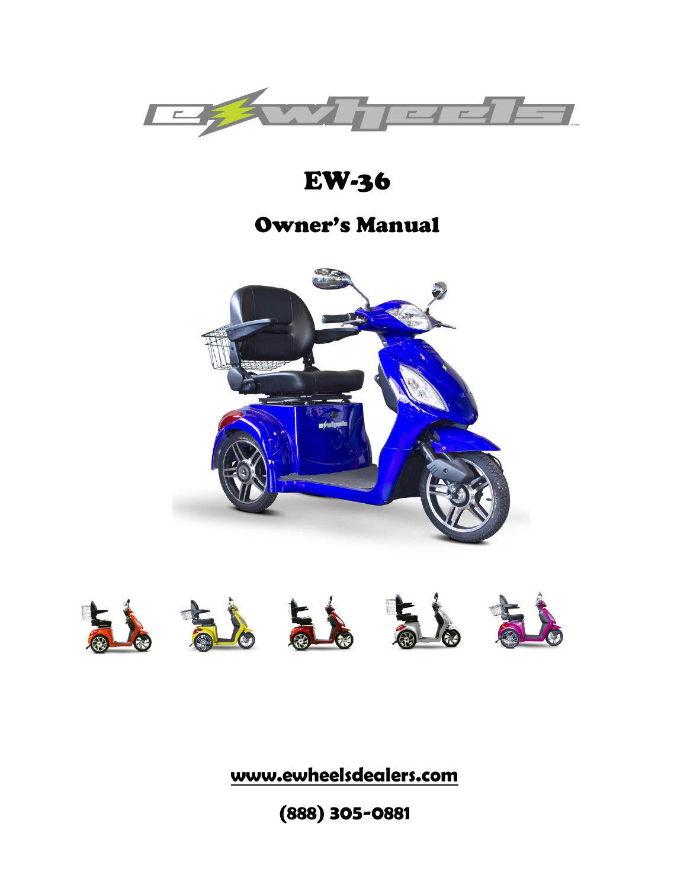# EW-36

## Owner's Manual

**www.ewheelsdealers.com**

**(888) 305-0881**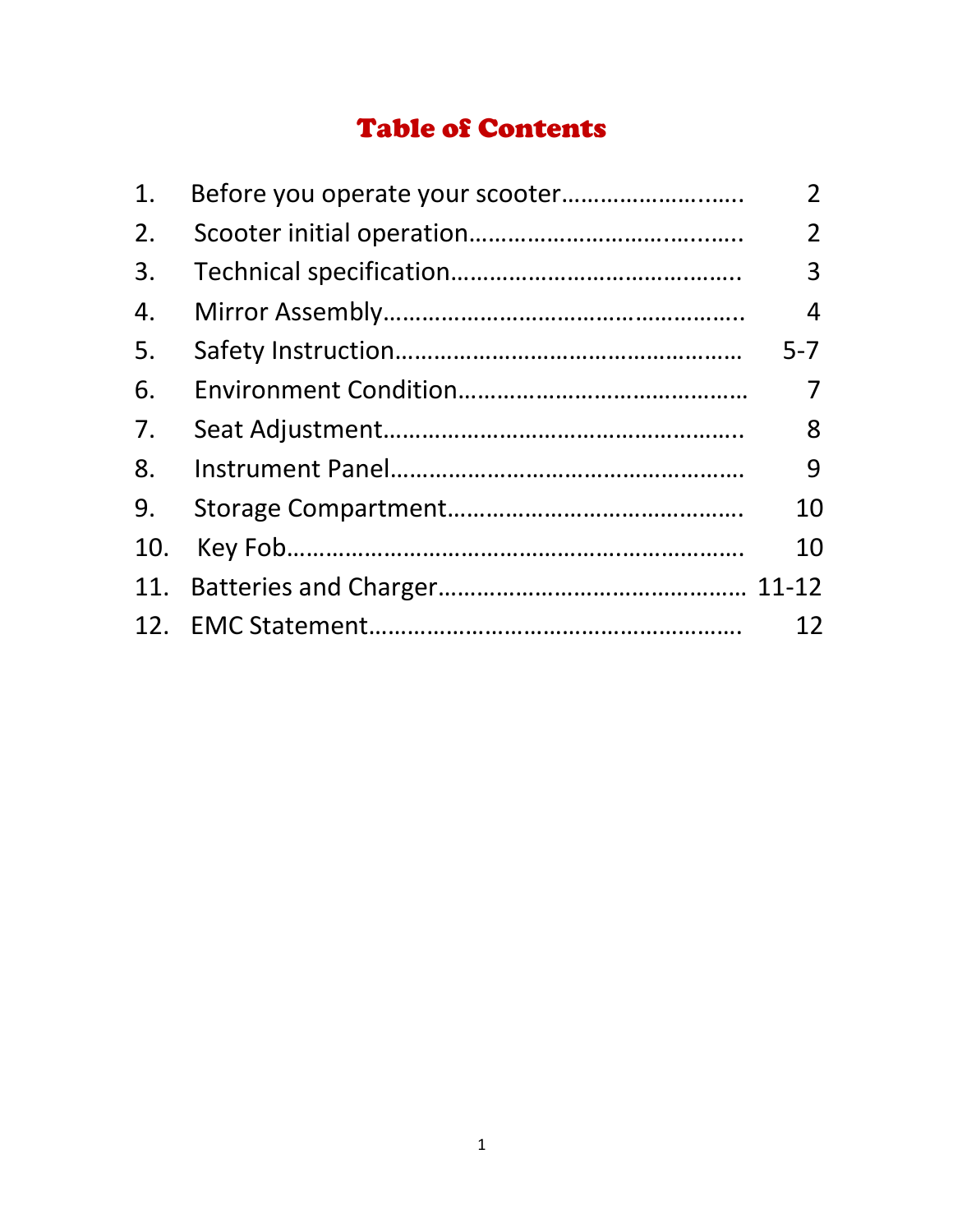# Table of Contents

| | | |
|---|---|---|
| 1. | Before you operate your scooter………………………...… | 2 |
| 2. | Scooter initial operation…………………………….....…. | 2 |
| 3. | Technical specification………………………………….…. | 3 |
| 4. | Mirror Assembly……………………………………………….. | 4 |
| 5. | Safety Instruction……………………………………………… | 5-7 |
| 6. | Environment Condition……………………………………… | 7 |
| 7. | Seat Adjustment……………………………………………….. | 8 |
| 8. | Instrument Panel……………………………………………… | 9 |
| 9. | Storage Compartment……………………………………… | 10 |
| 10. | Key Fob……………………………………………………………… | 10 |
| 11. | Batteries and Charger……………………………………… | 11-12 |
| 12. | EMC Statement………………………………………………… | 12 |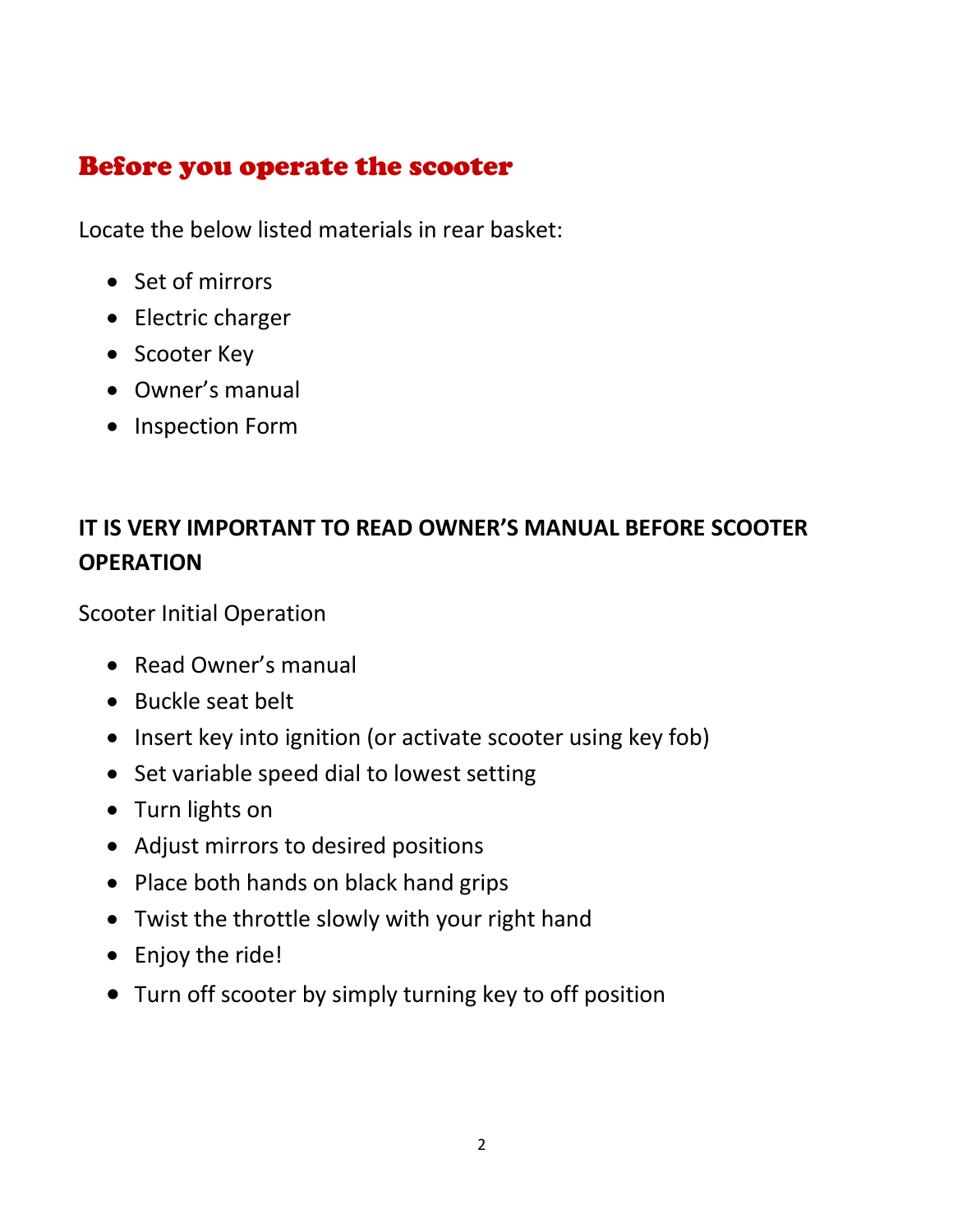## Before you operate the scooter

Locate the below listed materials in rear basket:

- Set of mirrors
- Electric charger
- Scooter Key
- Owner's manual
- Inspection Form

**IT IS VERY IMPORTANT TO READ OWNER'S MANUAL BEFORE SCOOTER OPERATION**

Scooter Initial Operation

- Read Owner's manual
- Buckle seat belt
- Insert key into ignition (or activate scooter using key fob)
- Set variable speed dial to lowest setting
- Turn lights on
- Adjust mirrors to desired positions
- Place both hands on black hand grips
- Twist the throttle slowly with your right hand
- Enjoy the ride!
- Turn off scooter by simply turning key to off position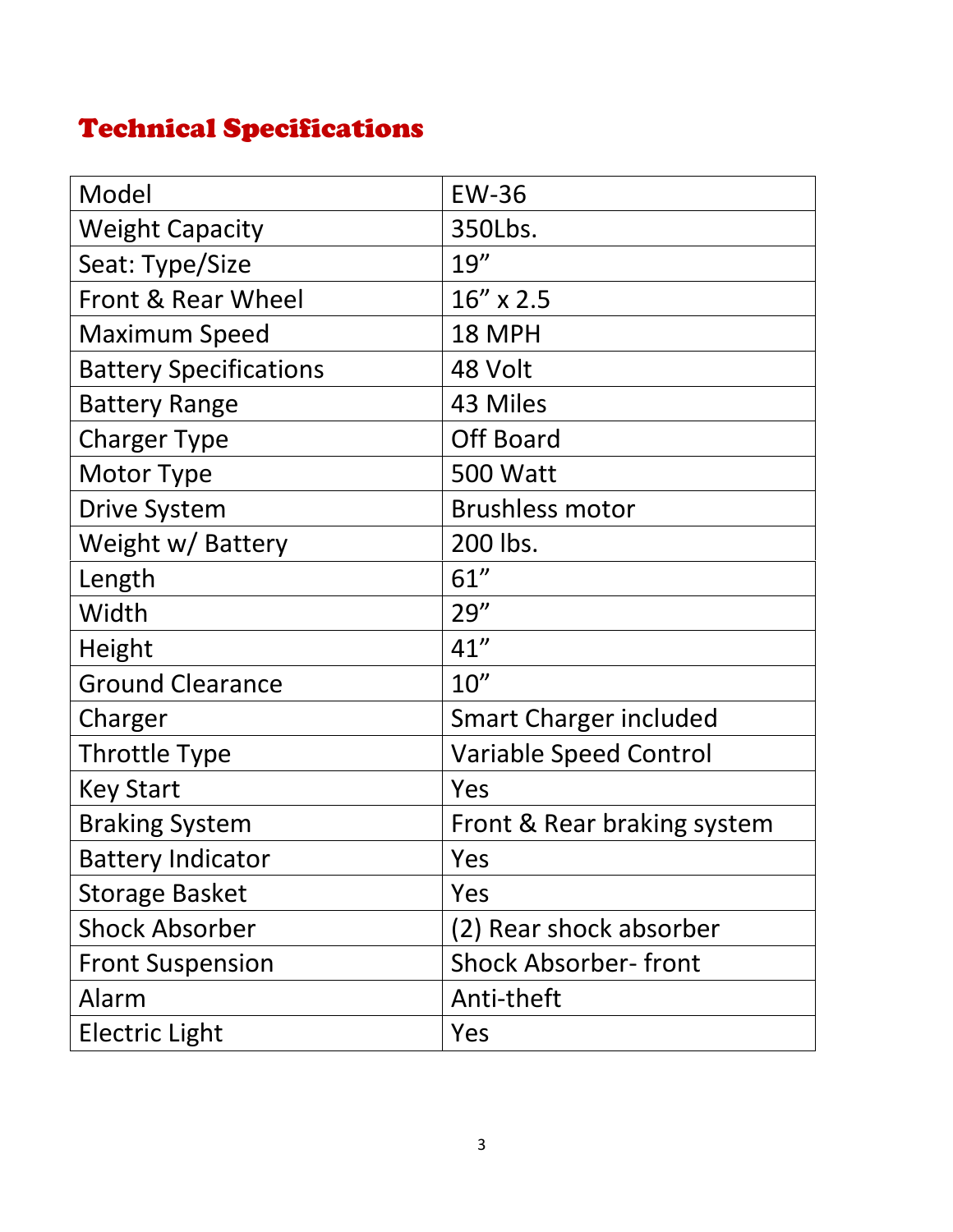# Technical Specifications

| Model | EW-36 |
|---|---|
| Weight Capacity | 350Lbs. |
| Seat: Type/Size | 19” |
| Front & Rear Wheel | 16” x 2.5 |
| Maximum Speed | 18 MPH |
| Battery Specifications | 48 Volt |
| Battery Range | 43 Miles |
| Charger Type | Off Board |
| Motor Type | 500 Watt |
| Drive System | Brushless motor |
| Weight w/ Battery | 200 lbs. |
| Length | 61” |
| Width | 29” |
| Height | 41” |
| Ground Clearance | 10” |
| Charger | Smart Charger included |
| Throttle Type | Variable Speed Control |
| Key Start | Yes |
| Braking System | Front & Rear braking system |
| Battery Indicator | Yes |
| Storage Basket | Yes |
| Shock Absorber | (2) Rear shock absorber |
| Front Suspension | Shock Absorber- front |
| Alarm | Anti-theft |
| Electric Light | Yes |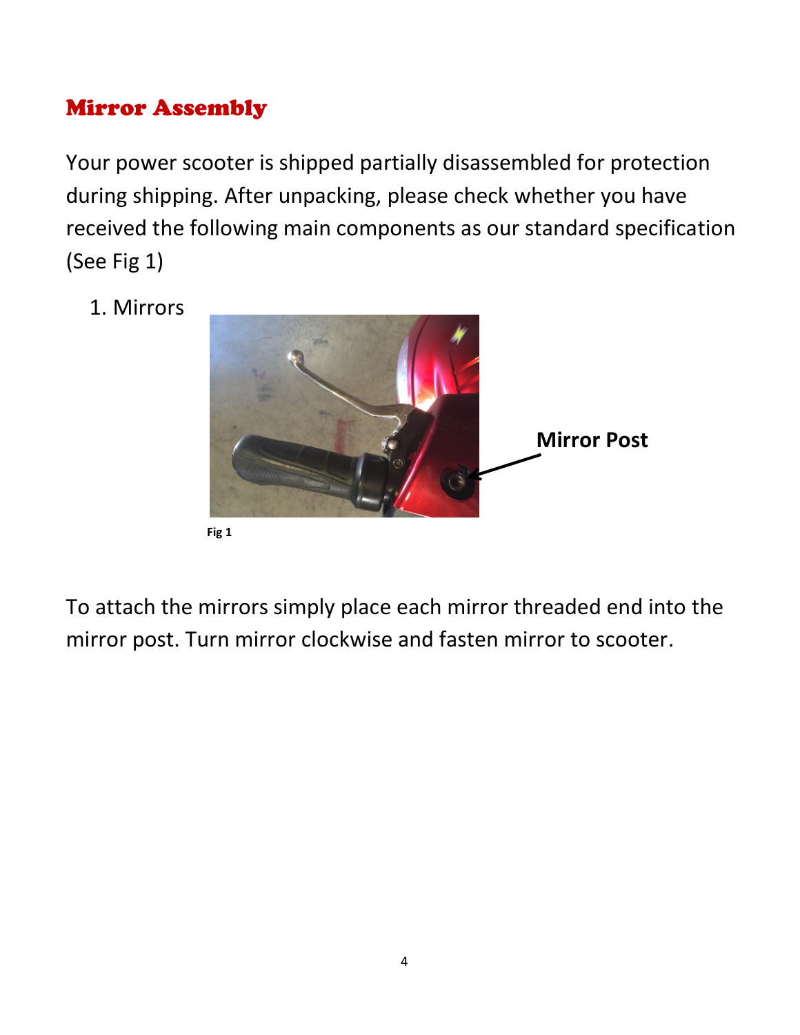## Mirror Assembly

Your power scooter is shipped partially disassembled for protection during shipping. After unpacking, please check whether you have received the following main components as our standard specification (See Fig 1)

1. Mirrors

Mirror Post

Fig 1

To attach the mirrors simply place each mirror threaded end into the mirror post. Turn mirror clockwise and fasten mirror to scooter.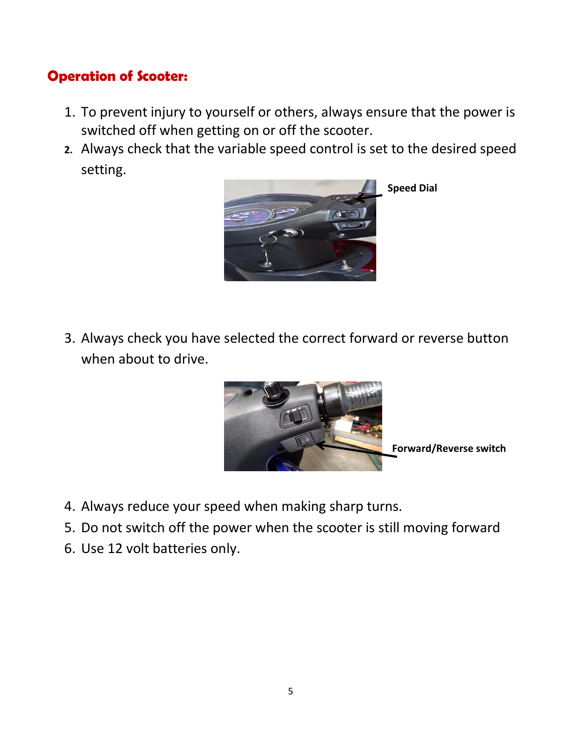## Operation of Scooter:

1. To prevent injury to yourself or others, always ensure that the power is switched off when getting on or off the scooter.
2. Always check that the variable speed control is set to the desired speed setting.

**Speed Dial**

3. Always check you have selected the correct forward or reverse button when about to drive.

**Forward/Reverse switch**

4. Always reduce your speed when making sharp turns.
5. Do not switch off the power when the scooter is still moving forward
6. Use 12 volt batteries only.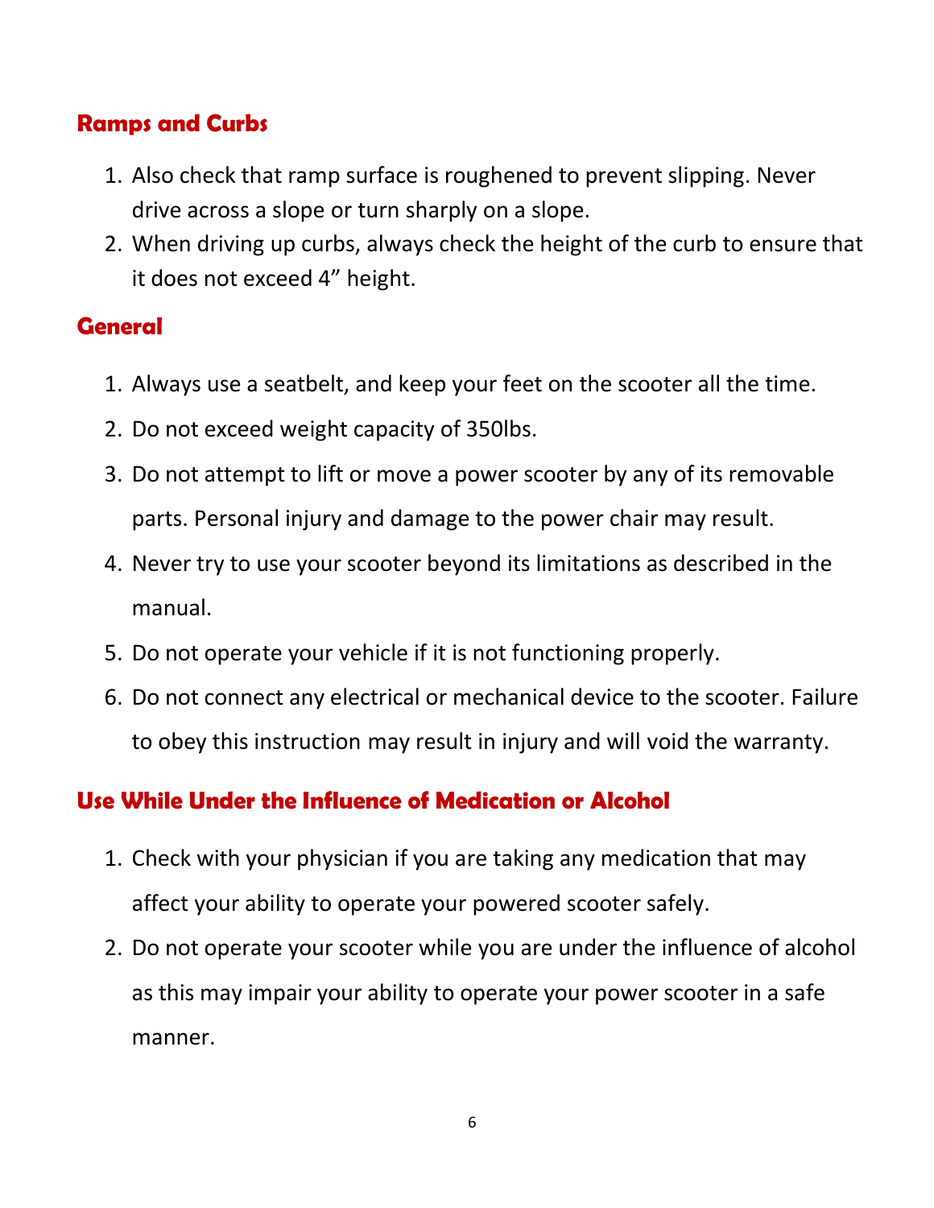## Ramps and Curbs

1. Also check that ramp surface is roughened to prevent slipping. Never drive across a slope or turn sharply on a slope.
2. When driving up curbs, always check the height of the curb to ensure that it does not exceed 4” height.

## General

1. Always use a seatbelt, and keep your feet on the scooter all the time.
2. Do not exceed weight capacity of 350lbs.
3. Do not attempt to lift or move a power scooter by any of its removable parts. Personal injury and damage to the power chair may result.
4. Never try to use your scooter beyond its limitations as described in the manual.
5. Do not operate your vehicle if it is not functioning properly.
6. Do not connect any electrical or mechanical device to the scooter. Failure to obey this instruction may result in injury and will void the warranty.

## Use While Under the Influence of Medication or Alcohol

1. Check with your physician if you are taking any medication that may affect your ability to operate your powered scooter safely.
2. Do not operate your scooter while you are under the influence of alcohol as this may impair your ability to operate your power scooter in a safe manner.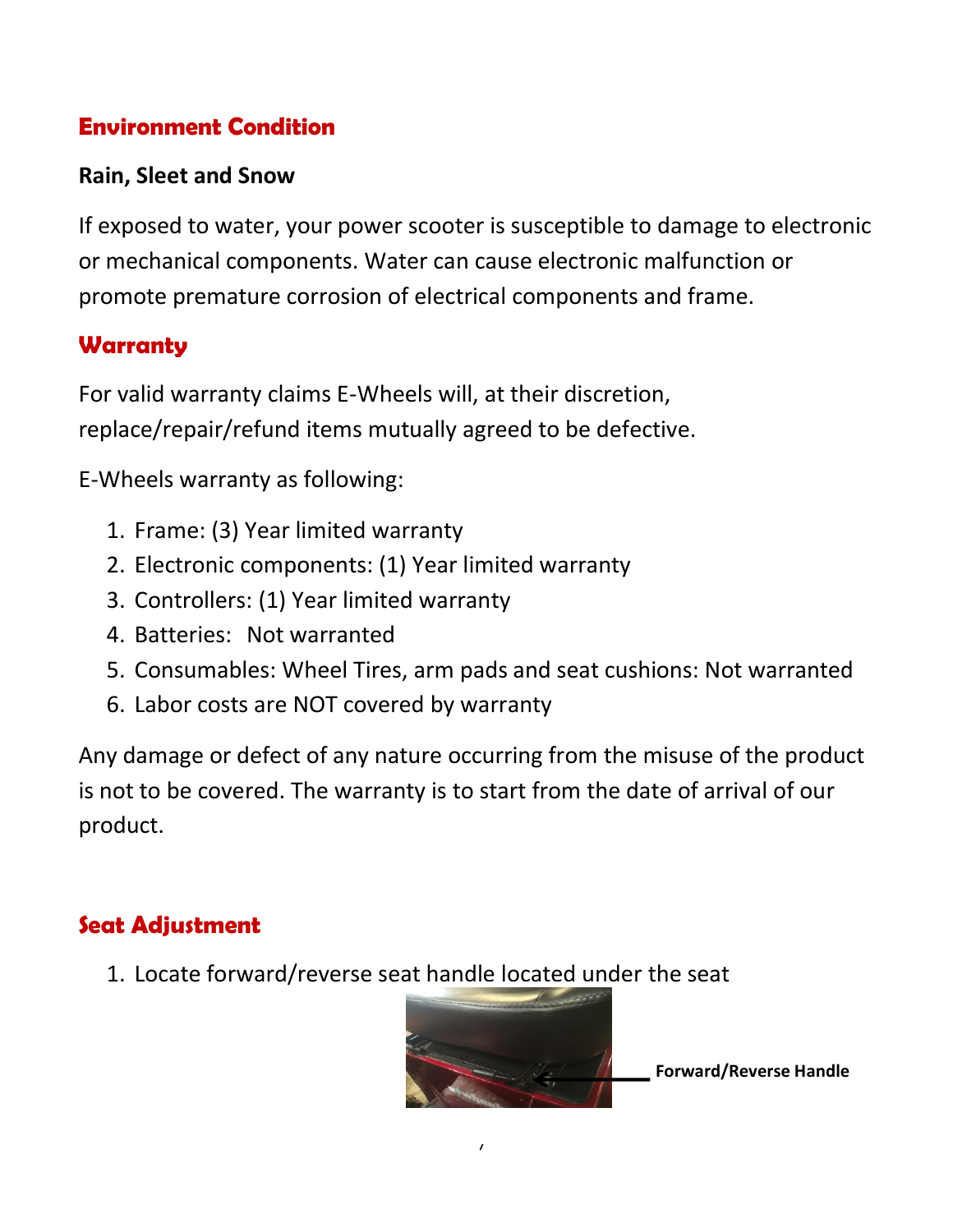## Environment Condition

### Rain, Sleet and Snow

If exposed to water, your power scooter is susceptible to damage to electronic or mechanical components. Water can cause electronic malfunction or promote premature corrosion of electrical components and frame.

## Warranty

For valid warranty claims E-Wheels will, at their discretion, replace/repair/refund items mutually agreed to be defective.

E-Wheels warranty as following:

1. Frame: (3) Year limited warranty
2. Electronic components: (1) Year limited warranty
3. Controllers: (1) Year limited warranty
4. Batteries: Not warranted
5. Consumables: Wheel Tires, arm pads and seat cushions: Not warranted
6. Labor costs are NOT covered by warranty

Any damage or defect of any nature occurring from the misuse of the product is not to be covered. The warranty is to start from the date of arrival of our product.

## Seat Adjustment

1. Locate forward/reverse seat handle located under the seat

**Forward/Reverse Handle**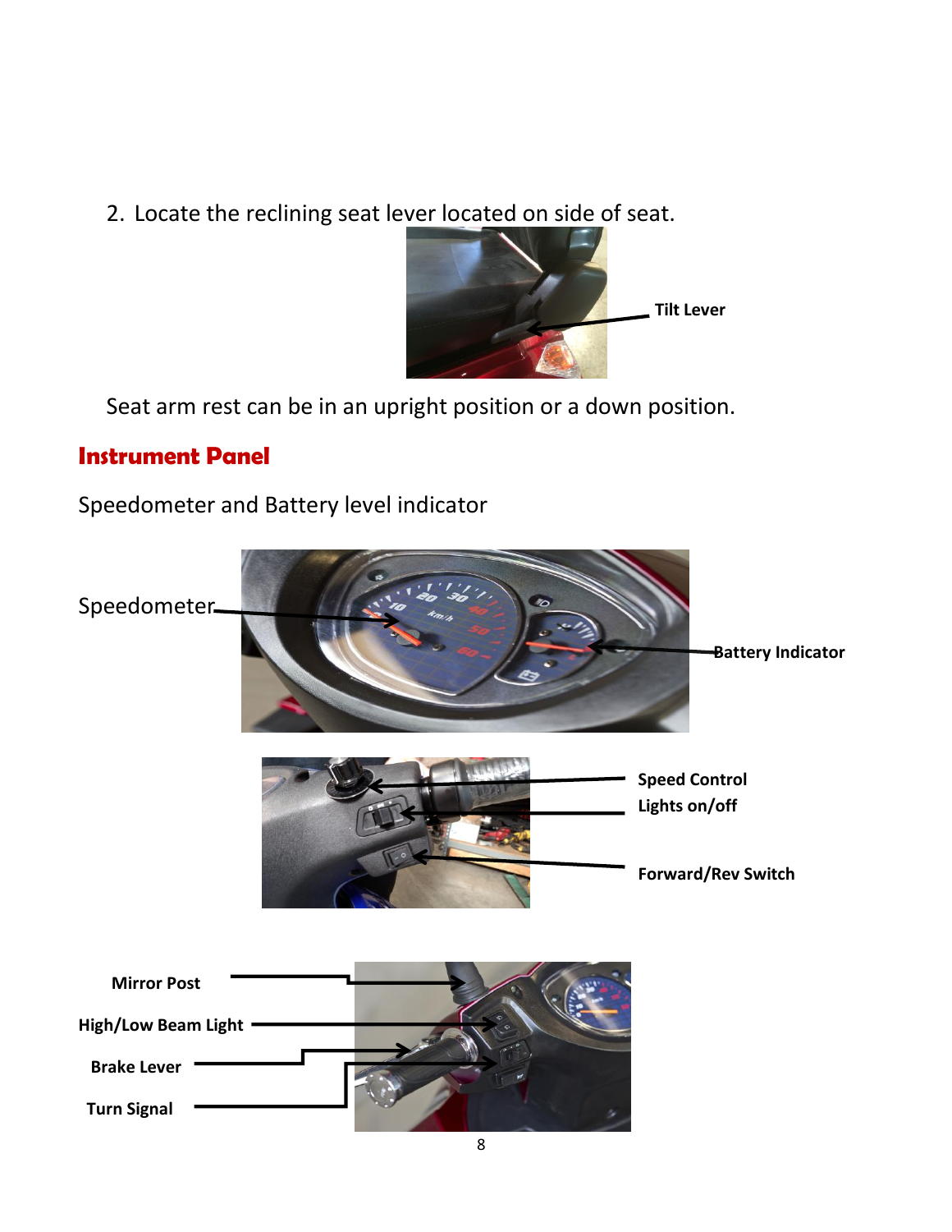2. Locate the reclining seat lever located on side of seat.

**Tilt Lever**

Seat arm rest can be in an upright position or a down position.

## Instrument Panel

Speedometer and Battery level indicator

Speedometer

**Battery Indicator**

**Speed Control**

**Lights on/off**

**Forward/Rev Switch**

**Mirror Post**

**High/Low Beam Light**

**Brake Lever**

**Turn Signal**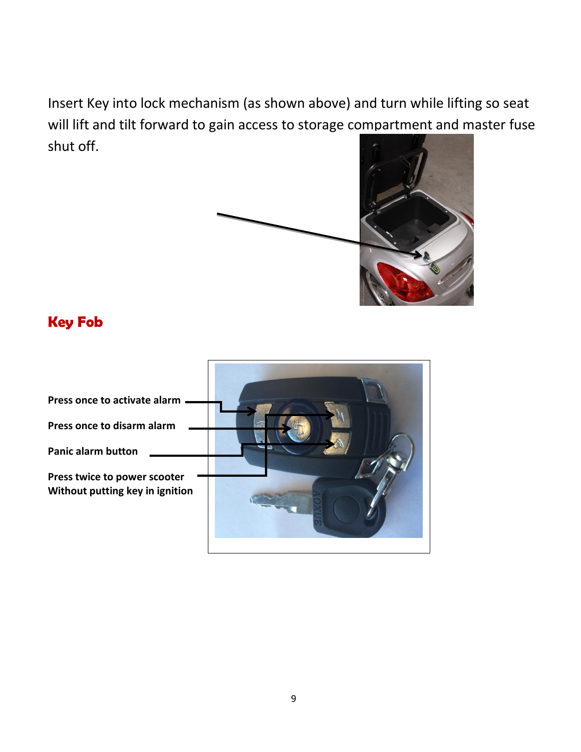Insert Key into lock mechanism (as shown above) and turn while lifting so seat will lift and tilt forward to gain access to storage compartment and master fuse shut off.

## Key Fob

**Press once to activate alarm**

**Press once to disarm alarm**

**Panic alarm button**

**Press twice to power scooter Without putting key in ignition**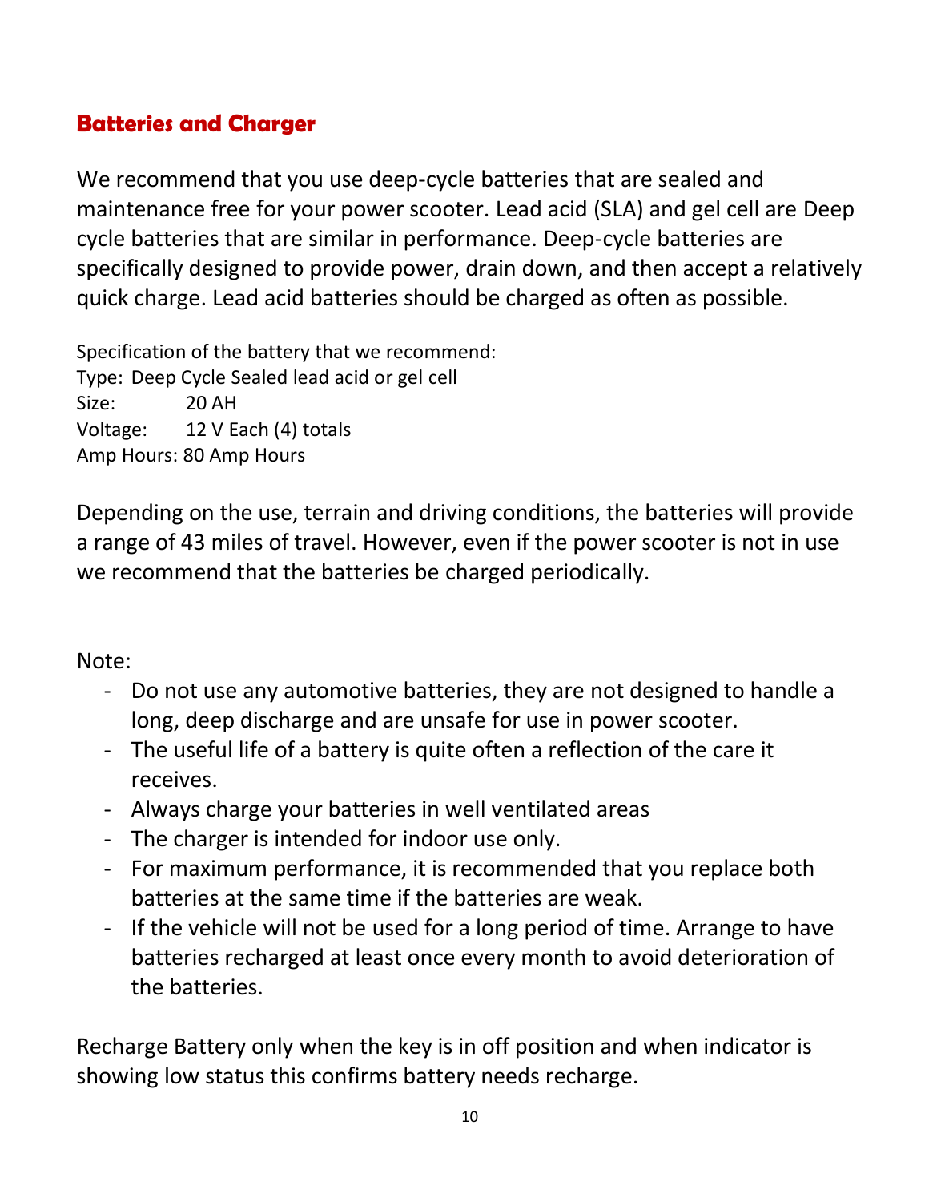## Batteries and Charger

We recommend that you use deep-cycle batteries that are sealed and maintenance free for your power scooter. Lead acid (SLA) and gel cell are Deep cycle batteries that are similar in performance. Deep-cycle batteries are specifically designed to provide power, drain down, and then accept a relatively quick charge. Lead acid batteries should be charged as often as possible.

Specification of the battery that we recommend:
Type: Deep Cycle Sealed lead acid or gel cell
Size: 20 AH
Voltage: 12 V Each (4) totals
Amp Hours: 80 Amp Hours

Depending on the use, terrain and driving conditions, the batteries will provide a range of 43 miles of travel. However, even if the power scooter is not in use we recommend that the batteries be charged periodically.

Note:

- Do not use any automotive batteries, they are not designed to handle a long, deep discharge and are unsafe for use in power scooter.
- The useful life of a battery is quite often a reflection of the care it receives.
- Always charge your batteries in well ventilated areas
- The charger is intended for indoor use only.
- For maximum performance, it is recommended that you replace both batteries at the same time if the batteries are weak.
- If the vehicle will not be used for a long period of time. Arrange to have batteries recharged at least once every month to avoid deterioration of the batteries.

Recharge Battery only when the key is in off position and when indicator is showing low status this confirms battery needs recharge.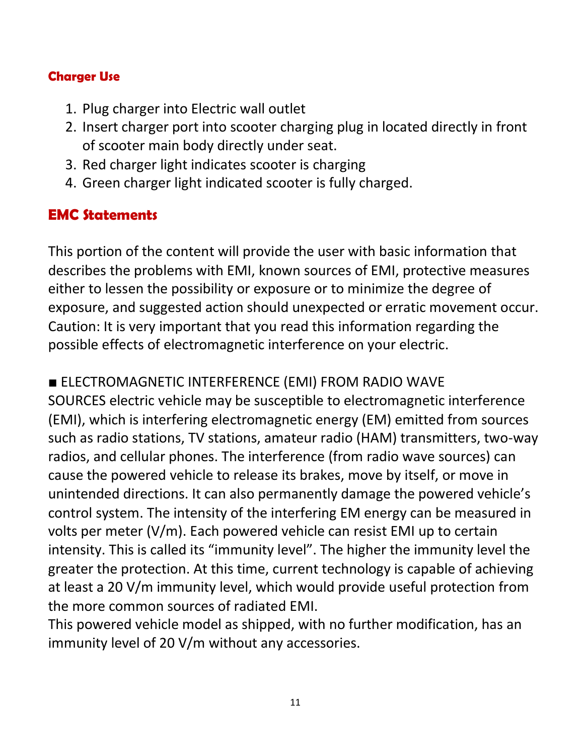## Charger Use

1. Plug charger into Electric wall outlet
2. Insert charger port into scooter charging plug in located directly in front of scooter main body directly under seat.
3. Red charger light indicates scooter is charging
4. Green charger light indicated scooter is fully charged.

## EMC Statements

This portion of the content will provide the user with basic information that describes the problems with EMI, known sources of EMI, protective measures either to lessen the possibility or exposure or to minimize the degree of exposure, and suggested action should unexpected or erratic movement occur. Caution: It is very important that you read this information regarding the possible effects of electromagnetic interference on your electric.

■ ELECTROMAGNETIC INTERFERENCE (EMI) FROM RADIO WAVE SOURCES electric vehicle may be susceptible to electromagnetic interference (EMI), which is interfering electromagnetic energy (EM) emitted from sources such as radio stations, TV stations, amateur radio (HAM) transmitters, two-way radios, and cellular phones. The interference (from radio wave sources) can cause the powered vehicle to release its brakes, move by itself, or move in unintended directions. It can also permanently damage the powered vehicle's control system. The intensity of the interfering EM energy can be measured in volts per meter (V/m). Each powered vehicle can resist EMI up to certain intensity. This is called its "immunity level". The higher the immunity level the greater the protection. At this time, current technology is capable of achieving at least a 20 V/m immunity level, which would provide useful protection from the more common sources of radiated EMI.
This powered vehicle model as shipped, with no further modification, has an immunity level of 20 V/m without any accessories.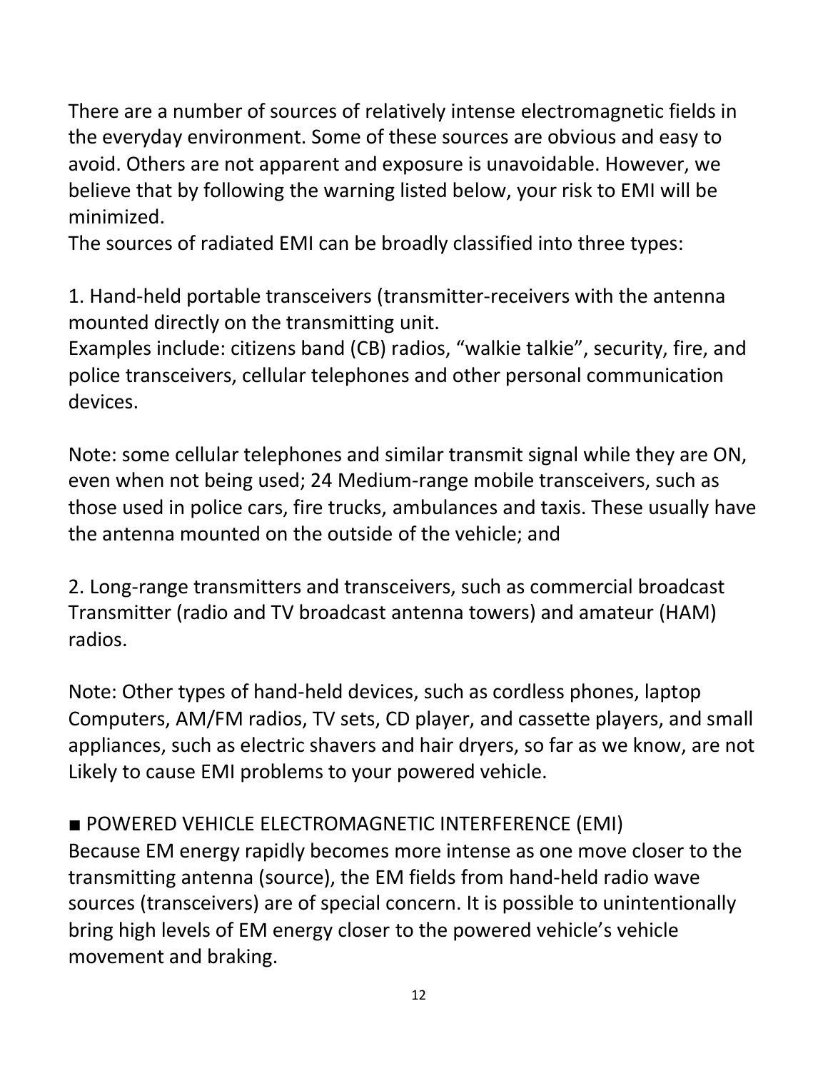There are a number of sources of relatively intense electromagnetic fields in the everyday environment. Some of these sources are obvious and easy to avoid. Others are not apparent and exposure is unavoidable. However, we believe that by following the warning listed below, your risk to EMI will be minimized.

The sources of radiated EMI can be broadly classified into three types:

1. Hand-held portable transceivers (transmitter-receivers with the antenna mounted directly on the transmitting unit.

Examples include: citizens band (CB) radios, "walkie talkie", security, fire, and police transceivers, cellular telephones and other personal communication devices.

Note: some cellular telephones and similar transmit signal while they are ON, even when not being used; 24 Medium-range mobile transceivers, such as those used in police cars, fire trucks, ambulances and taxis. These usually have the antenna mounted on the outside of the vehicle; and

2. Long-range transmitters and transceivers, such as commercial broadcast Transmitter (radio and TV broadcast antenna towers) and amateur (HAM) radios.

Note: Other types of hand-held devices, such as cordless phones, laptop Computers, AM/FM radios, TV sets, CD player, and cassette players, and small appliances, such as electric shavers and hair dryers, so far as we know, are not Likely to cause EMI problems to your powered vehicle.

■ POWERED VEHICLE ELECTROMAGNETIC INTERFERENCE (EMI)

Because EM energy rapidly becomes more intense as one move closer to the transmitting antenna (source), the EM fields from hand-held radio wave sources (transceivers) are of special concern. It is possible to unintentionally bring high levels of EM energy closer to the powered vehicle's vehicle movement and braking.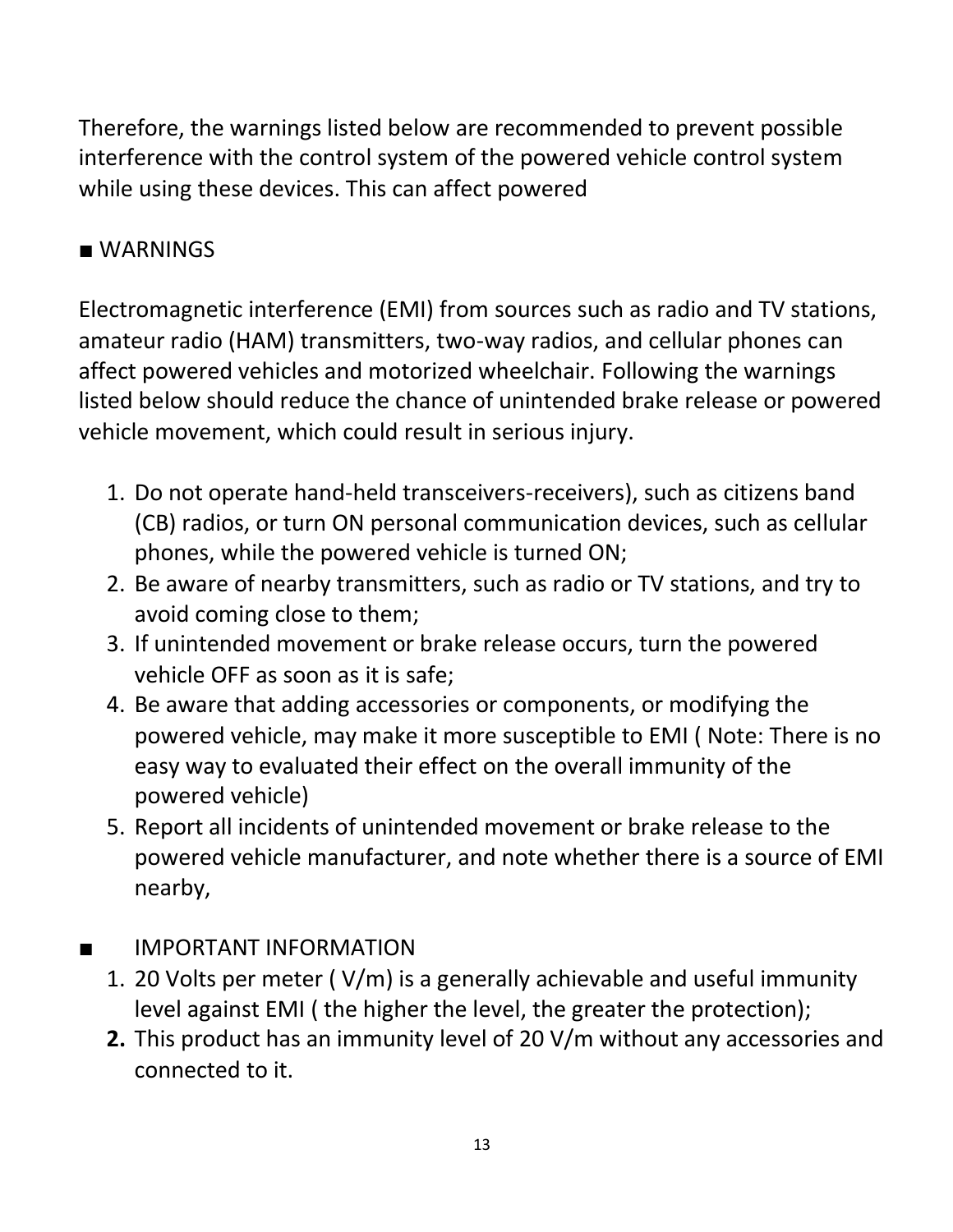Therefore, the warnings listed below are recommended to prevent possible interference with the control system of the powered vehicle control system while using these devices. This can affect powered

■ WARNINGS

Electromagnetic interference (EMI) from sources such as radio and TV stations, amateur radio (HAM) transmitters, two-way radios, and cellular phones can affect powered vehicles and motorized wheelchair. Following the warnings listed below should reduce the chance of unintended brake release or powered vehicle movement, which could result in serious injury.

1. Do not operate hand-held transceivers-receivers), such as citizens band (CB) radios, or turn ON personal communication devices, such as cellular phones, while the powered vehicle is turned ON;
2. Be aware of nearby transmitters, such as radio or TV stations, and try to avoid coming close to them;
3. If unintended movement or brake release occurs, turn the powered vehicle OFF as soon as it is safe;
4. Be aware that adding accessories or components, or modifying the powered vehicle, may make it more susceptible to EMI ( Note: There is no easy way to evaluated their effect on the overall immunity of the powered vehicle)
5. Report all incidents of unintended movement or brake release to the powered vehicle manufacturer, and note whether there is a source of EMI nearby,

■ IMPORTANT INFORMATION

1. 20 Volts per meter ( V/m) is a generally achievable and useful immunity level against EMI ( the higher the level, the greater the protection);
2. This product has an immunity level of 20 V/m without any accessories and connected to it.